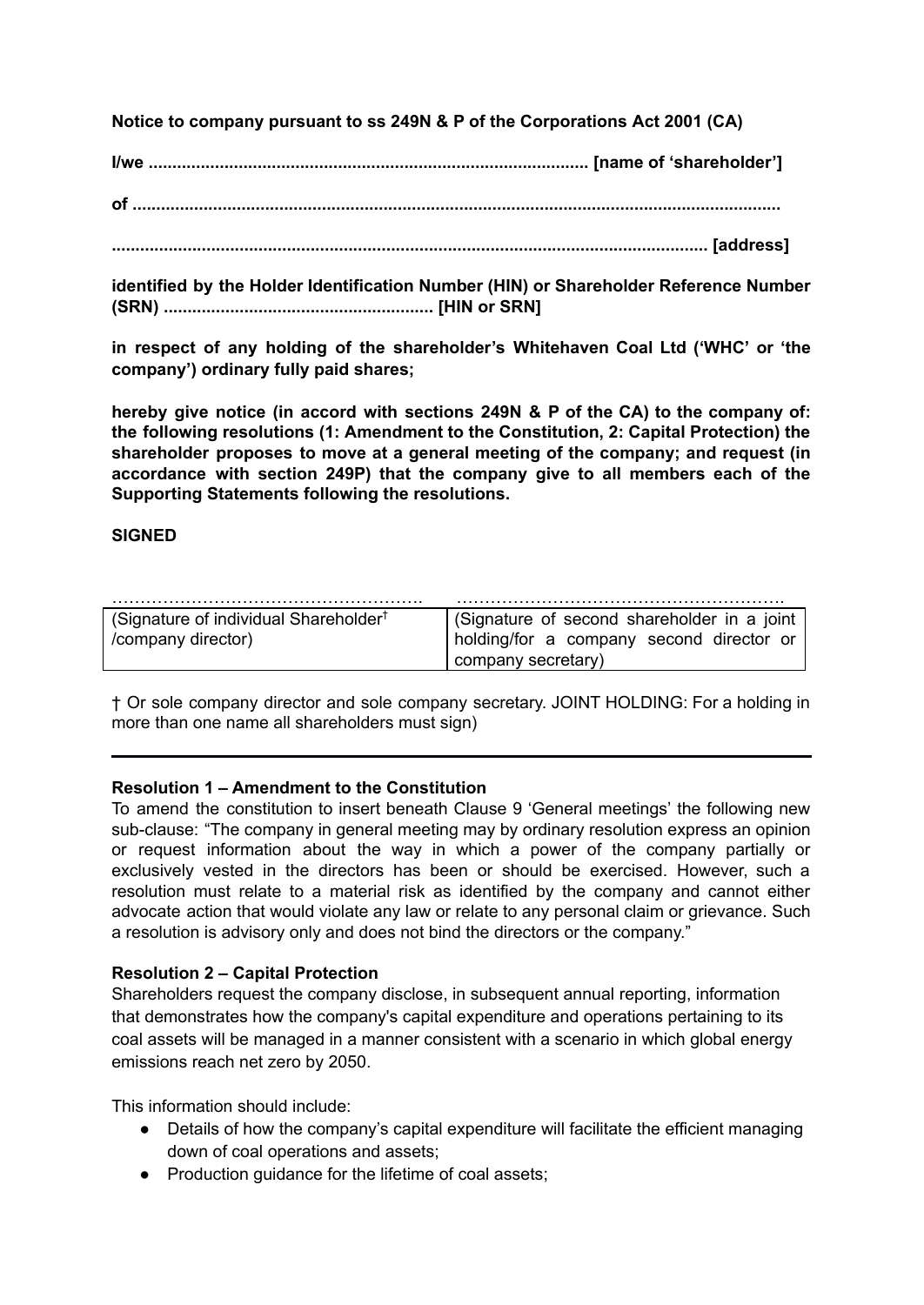**Notice to company pursuant to ss 249N & P of the Corporations Act 2001 (CA)**

**I/we ........................................................................................... [name of 'shareholder']**

**of .......................................................................................................................................**

**............................................................................................................................ [address]**

**identified by the Holder Identification Number (HIN) or Shareholder Reference Number (SRN) ........................................................ [HIN or SRN]**

**in respect of any holding of the shareholder's Whitehaven Coal Ltd ('WHC' or 'the company') ordinary fully paid shares;**

**hereby give notice (in accord with sections 249N & P of the CA) to the company of: the following resolutions (1: Amendment to the Constitution, 2: Capital Protection) the shareholder proposes to move at a general meeting of the company; and request (in accordance with section 249P) that the company give to all members each of the Supporting Statements following the resolutions.**

**SIGNED**

| ………………………………………………. | ………………………………………………. |
|---|---|
| (Signature of individual Shareholder† /company director) | (Signature of second shareholder in a joint holding/for a company second director or company secretary) |

† Or sole company director and sole company secretary. JOINT HOLDING: For a holding in more than one name all shareholders must sign)

---

**Resolution 1 – Amendment to the Constitution**

To amend the constitution to insert beneath Clause 9 'General meetings' the following new sub-clause: "The company in general meeting may by ordinary resolution express an opinion or request information about the way in which a power of the company partially or exclusively vested in the directors has been or should be exercised. However, such a resolution must relate to a material risk as identified by the company and cannot either advocate action that would violate any law or relate to any personal claim or grievance. Such a resolution is advisory only and does not bind the directors or the company."

**Resolution 2 – Capital Protection**

Shareholders request the company disclose, in subsequent annual reporting, information that demonstrates how the company's capital expenditure and operations pertaining to its coal assets will be managed in a manner consistent with a scenario in which global energy emissions reach net zero by 2050.

This information should include:

- Details of how the company's capital expenditure will facilitate the efficient managing down of coal operations and assets;
- Production guidance for the lifetime of coal assets;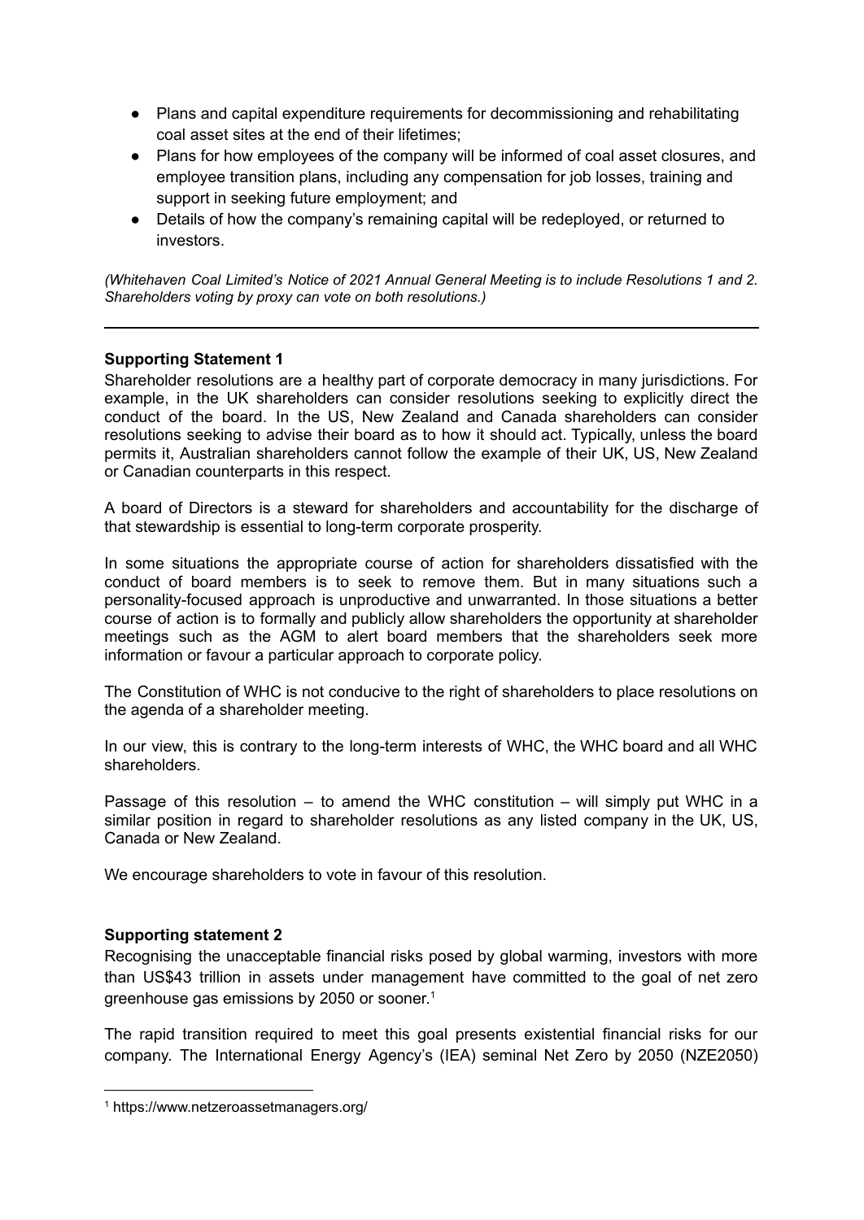- Plans and capital expenditure requirements for decommissioning and rehabilitating coal asset sites at the end of their lifetimes;
- Plans for how employees of the company will be informed of coal asset closures, and employee transition plans, including any compensation for job losses, training and support in seeking future employment; and
- Details of how the company's remaining capital will be redeployed, or returned to investors.

*(Whitehaven Coal Limited's Notice of 2021 Annual General Meeting is to include Resolutions 1 and 2. Shareholders voting by proxy can vote on both resolutions.)*

---

**Supporting Statement 1**

Shareholder resolutions are a healthy part of corporate democracy in many jurisdictions. For example, in the UK shareholders can consider resolutions seeking to explicitly direct the conduct of the board. In the US, New Zealand and Canada shareholders can consider resolutions seeking to advise their board as to how it should act. Typically, unless the board permits it, Australian shareholders cannot follow the example of their UK, US, New Zealand or Canadian counterparts in this respect.

A board of Directors is a steward for shareholders and accountability for the discharge of that stewardship is essential to long-term corporate prosperity.

In some situations the appropriate course of action for shareholders dissatisfied with the conduct of board members is to seek to remove them. But in many situations such a personality-focused approach is unproductive and unwarranted. In those situations a better course of action is to formally and publicly allow shareholders the opportunity at shareholder meetings such as the AGM to alert board members that the shareholders seek more information or favour a particular approach to corporate policy.

The Constitution of WHC is not conducive to the right of shareholders to place resolutions on the agenda of a shareholder meeting.

In our view, this is contrary to the long-term interests of WHC, the WHC board and all WHC shareholders.

Passage of this resolution – to amend the WHC constitution – will simply put WHC in a similar position in regard to shareholder resolutions as any listed company in the UK, US, Canada or New Zealand.

We encourage shareholders to vote in favour of this resolution.

**Supporting statement 2**

Recognising the unacceptable financial risks posed by global warming, investors with more than US$43 trillion in assets under management have committed to the goal of net zero greenhouse gas emissions by 2050 or sooner.[1]

The rapid transition required to meet this goal presents existential financial risks for our company. The International Energy Agency's (IEA) seminal Net Zero by 2050 (NZE2050)

[1] https://www.netzeroassetmanagers.org/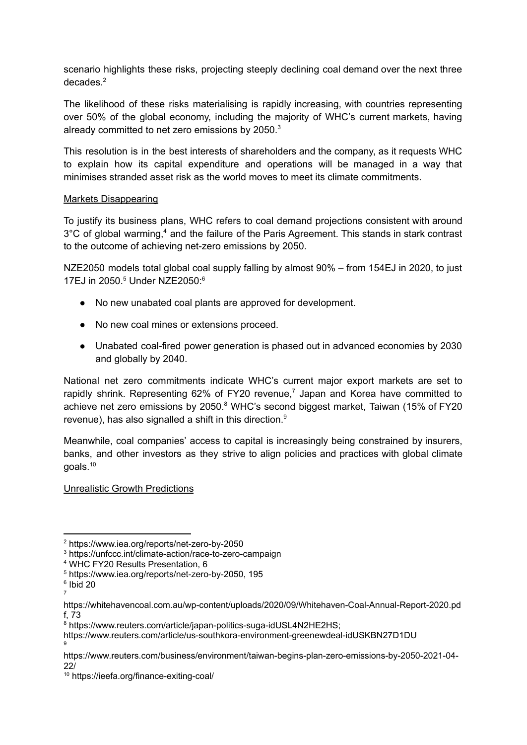scenario highlights these risks, projecting steeply declining coal demand over the next three decades.[2]

The likelihood of these risks materialising is rapidly increasing, with countries representing over 50% of the global economy, including the majority of WHC's current markets, having already committed to net zero emissions by 2050.[3]

This resolution is in the best interests of shareholders and the company, as it requests WHC to explain how its capital expenditure and operations will be managed in a way that minimises stranded asset risk as the world moves to meet its climate commitments.

Markets Disappearing

To justify its business plans, WHC refers to coal demand projections consistent with around 3°C of global warming,[4] and the failure of the Paris Agreement. This stands in stark contrast to the outcome of achieving net-zero emissions by 2050.

NZE2050 models total global coal supply falling by almost 90% – from 154EJ in 2020, to just 17EJ in 2050.[5] Under NZE2050:[6]

- No new unabated coal plants are approved for development.
- No new coal mines or extensions proceed.
- Unabated coal-fired power generation is phased out in advanced economies by 2030 and globally by 2040.

National net zero commitments indicate WHC's current major export markets are set to rapidly shrink. Representing 62% of FY20 revenue,[7] Japan and Korea have committed to achieve net zero emissions by 2050.[8] WHC's second biggest market, Taiwan (15% of FY20 revenue), has also signalled a shift in this direction.[9]

Meanwhile, coal companies' access to capital is increasingly being constrained by insurers, banks, and other investors as they strive to align policies and practices with global climate goals.[10]

Unrealistic Growth Predictions

---

[2] https://www.iea.org/reports/net-zero-by-2050

[3] https://unfccc.int/climate-action/race-to-zero-campaign

[4] WHC FY20 Results Presentation, 6

[5] https://www.iea.org/reports/net-zero-by-2050, 195

[6] Ibid 20

[7] https://whitehavencoal.com.au/wp-content/uploads/2020/09/Whitehaven-Coal-Annual-Report-2020.pdf, 73

[8] https://www.reuters.com/article/japan-politics-suga-idUSL4N2HE2HS; https://www.reuters.com/article/us-southkora-environment-greenewdeal-idUSKBN27D1DU

[9] https://www.reuters.com/business/environment/taiwan-begins-plan-zero-emissions-by-2050-2021-04-22/

[10] https://ieefa.org/finance-exiting-coal/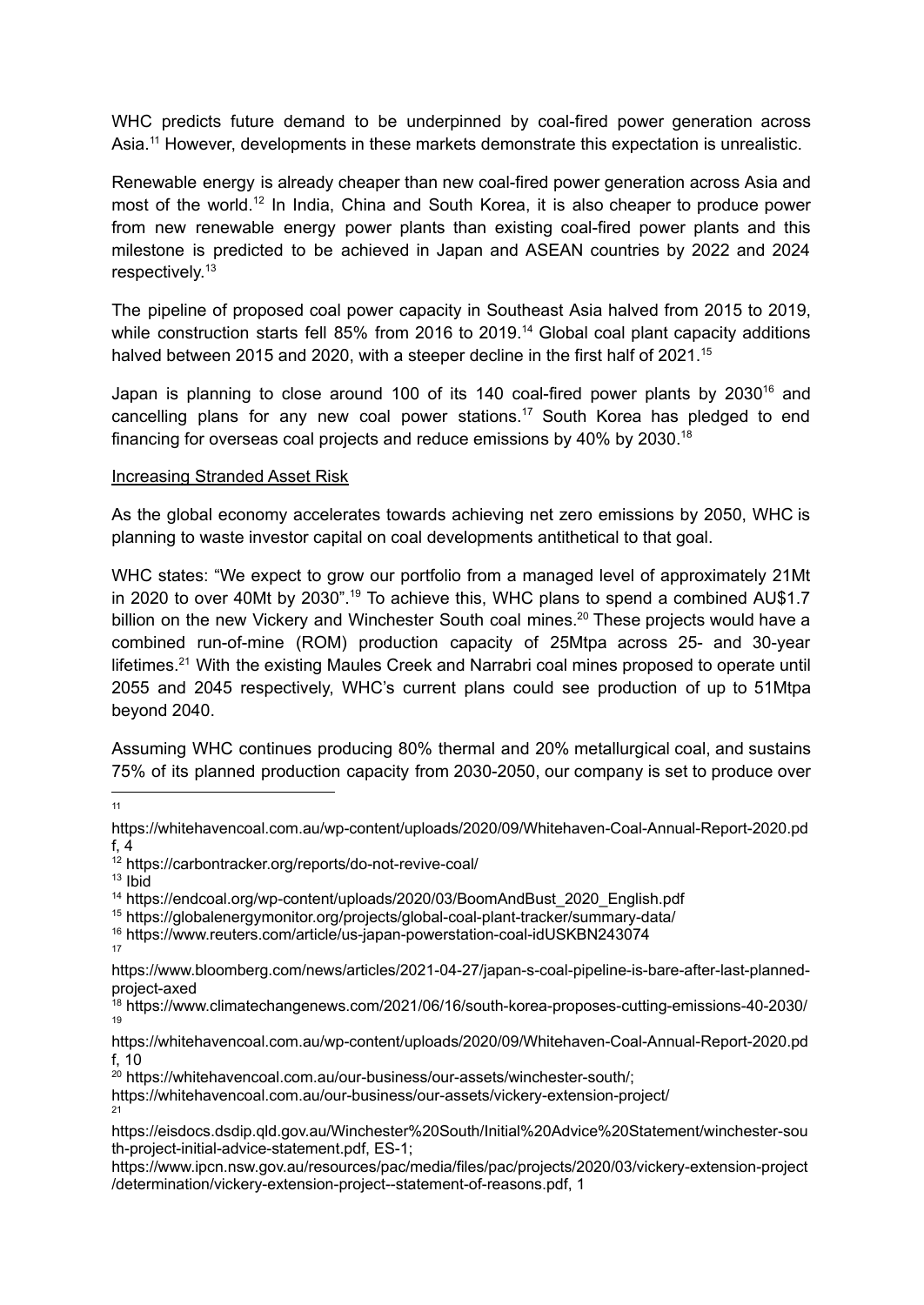WHC predicts future demand to be underpinned by coal-fired power generation across Asia.[11] However, developments in these markets demonstrate this expectation is unrealistic.

Renewable energy is already cheaper than new coal-fired power generation across Asia and most of the world.[12] In India, China and South Korea, it is also cheaper to produce power from new renewable energy power plants than existing coal-fired power plants and this milestone is predicted to be achieved in Japan and ASEAN countries by 2022 and 2024 respectively.[13]

The pipeline of proposed coal power capacity in Southeast Asia halved from 2015 to 2019, while construction starts fell 85% from 2016 to 2019.[14] Global coal plant capacity additions halved between 2015 and 2020, with a steeper decline in the first half of 2021.[15]

Japan is planning to close around 100 of its 140 coal-fired power plants by 2030[16] and cancelling plans for any new coal power stations.[17] South Korea has pledged to end financing for overseas coal projects and reduce emissions by 40% by 2030.[18]

Increasing Stranded Asset Risk

As the global economy accelerates towards achieving net zero emissions by 2050, WHC is planning to waste investor capital on coal developments antithetical to that goal.

WHC states: "We expect to grow our portfolio from a managed level of approximately 21Mt in 2020 to over 40Mt by 2030".[19] To achieve this, WHC plans to spend a combined AU$1.7 billion on the new Vickery and Winchester South coal mines.[20] These projects would have a combined run-of-mine (ROM) production capacity of 25Mtpa across 25- and 30-year lifetimes.[21] With the existing Maules Creek and Narrabri coal mines proposed to operate until 2055 and 2045 respectively, WHC's current plans could see production of up to 51Mtpa beyond 2040.

Assuming WHC continues producing 80% thermal and 20% metallurgical coal, and sustains 75% of its planned production capacity from 2030-2050, our company is set to produce over

---

[11] https://whitehavencoal.com.au/wp-content/uploads/2020/09/Whitehaven-Coal-Annual-Report-2020.pdf, 4

[12] https://carbontracker.org/reports/do-not-revive-coal/

[13] Ibid

[14] https://endcoal.org/wp-content/uploads/2020/03/BoomAndBust_2020_English.pdf

[15] https://globalenergymonitor.org/projects/global-coal-plant-tracker/summary-data/

[16] https://www.reuters.com/article/us-japan-powerstation-coal-idUSKBN243074

[17] https://www.bloomberg.com/news/articles/2021-04-27/japan-s-coal-pipeline-is-bare-after-last-planned-project-axed

[18] https://www.climatechangenews.com/2021/06/16/south-korea-proposes-cutting-emissions-40-2030/

[19] https://whitehavencoal.com.au/wp-content/uploads/2020/09/Whitehaven-Coal-Annual-Report-2020.pdf, 10

[20] https://whitehavencoal.com.au/our-business/our-assets/winchester-south/; https://whitehavencoal.com.au/our-business/our-assets/vickery-extension-project/

[21] https://eisdocs.dsdip.qld.gov.au/Winchester%20South/Initial%20Advice%20Statement/winchester-south-project-initial-advice-statement.pdf, ES-1; https://www.ipcn.nsw.gov.au/resources/pac/media/files/pac/projects/2020/03/vickery-extension-project/determination/vickery-extension-project--statement-of-reasons.pdf, 1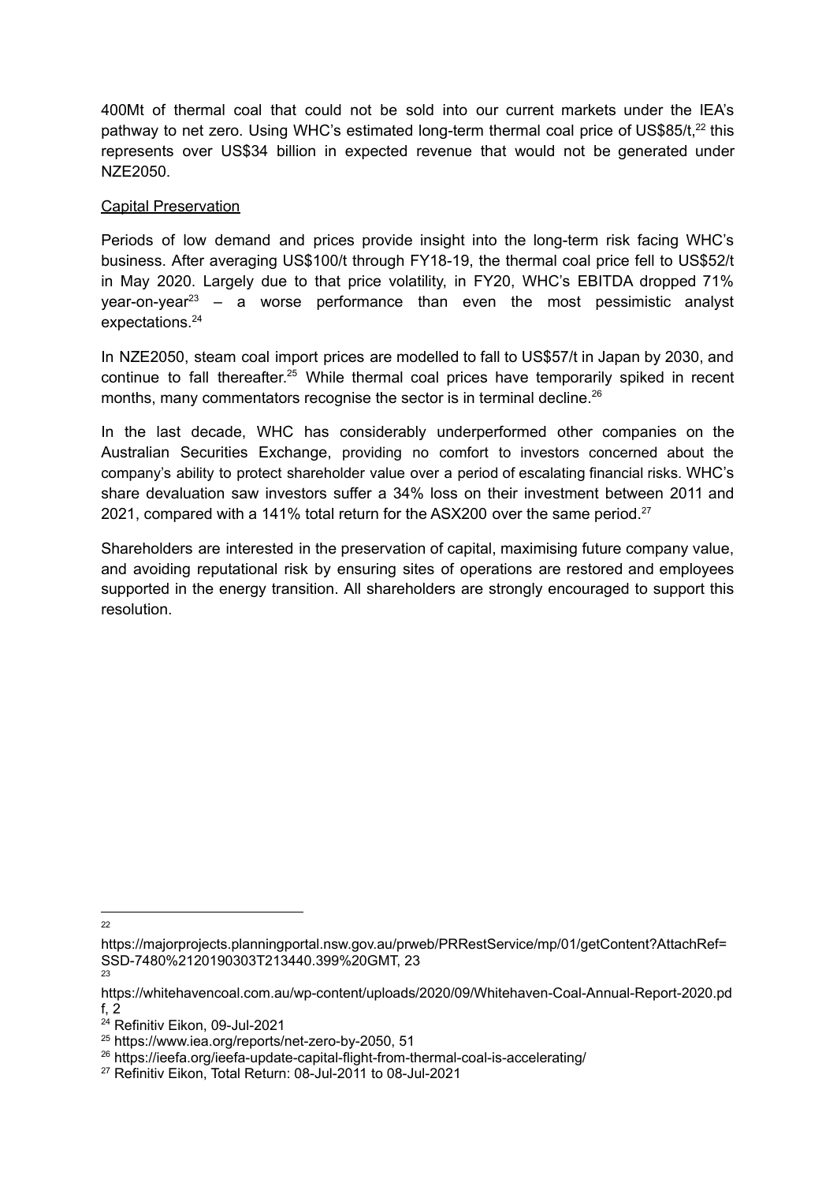400Mt of thermal coal that could not be sold into our current markets under the IEA's pathway to net zero. Using WHC's estimated long-term thermal coal price of US$85/t,[22] this represents over US$34 billion in expected revenue that would not be generated under NZE2050.

<u>Capital Preservation</u>

Periods of low demand and prices provide insight into the long-term risk facing WHC's business. After averaging US$100/t through FY18-19, the thermal coal price fell to US$52/t in May 2020. Largely due to that price volatility, in FY20, WHC's EBITDA dropped 71% year-on-year[23] – a worse performance than even the most pessimistic analyst expectations.[24]

In NZE2050, steam coal import prices are modelled to fall to US$57/t in Japan by 2030, and continue to fall thereafter.[25] While thermal coal prices have temporarily spiked in recent months, many commentators recognise the sector is in terminal decline.[26]

In the last decade, WHC has considerably underperformed other companies on the Australian Securities Exchange, providing no comfort to investors concerned about the company's ability to protect shareholder value over a period of escalating financial risks. WHC's share devaluation saw investors suffer a 34% loss on their investment between 2011 and 2021, compared with a 141% total return for the ASX200 over the same period.[27]

Shareholders are interested in the preservation of capital, maximising future company value, and avoiding reputational risk by ensuring sites of operations are restored and employees supported in the energy transition. All shareholders are strongly encouraged to support this resolution.

---

[22] https://majorprojects.planningportal.nsw.gov.au/prweb/PRRestService/mp/01/getContent?AttachRef=SSD-7480%2120190303T213440.399%20GMT, 23

[23] https://whitehavencoal.com.au/wp-content/uploads/2020/09/Whitehaven-Coal-Annual-Report-2020.pdf, 2

[24] Refinitiv Eikon, 09-Jul-2021

[25] https://www.iea.org/reports/net-zero-by-2050, 51

[26] https://ieefa.org/ieefa-update-capital-flight-from-thermal-coal-is-accelerating/

[27] Refinitiv Eikon, Total Return: 08-Jul-2011 to 08-Jul-2021